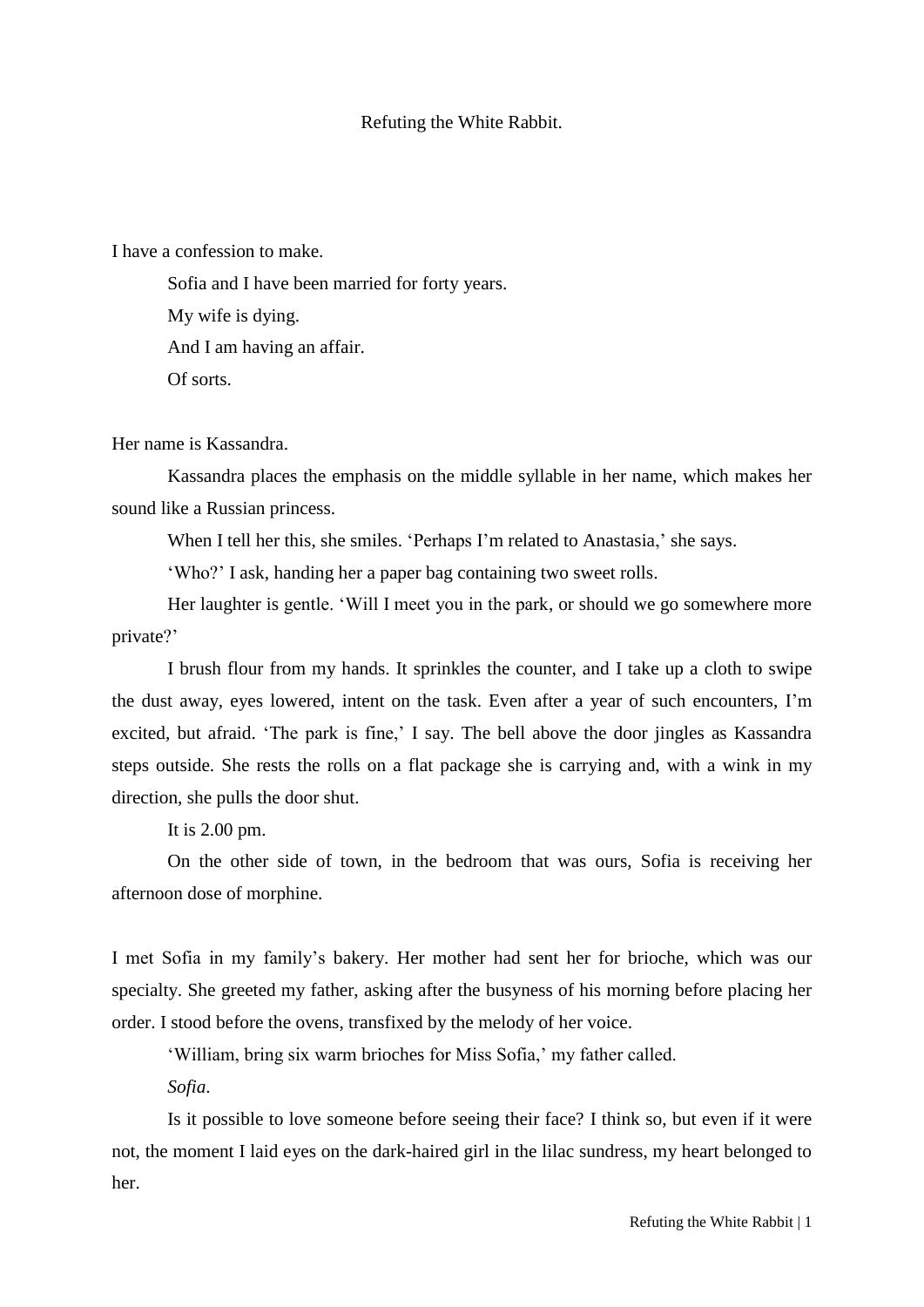# Refuting the White Rabbit.

I have a confession to make.

Sofia and I have been married for forty years.

My wife is dying.

And I am having an affair.

Of sorts.

Her name is Kassandra.

Kassandra places the emphasis on the middle syllable in her name, which makes her sound like a Russian princess.

When I tell her this, she smiles. ‘Perhaps I’m related to Anastasia,’ she says.

‘Who?’ I ask, handing her a paper bag containing two sweet rolls.

Her laughter is gentle. ‘Will I meet you in the park, or should we go somewhere more private?’

I brush flour from my hands. It sprinkles the counter, and I take up a cloth to swipe the dust away, eyes lowered, intent on the task. Even after a year of such encounters, I’m excited, but afraid. ‘The park is fine,’ I say. The bell above the door jingles as Kassandra steps outside. She rests the rolls on a flat package she is carrying and, with a wink in my direction, she pulls the door shut.

It is 2.00 pm.

On the other side of town, in the bedroom that was ours, Sofia is receiving her afternoon dose of morphine.

I met Sofia in my family’s bakery. Her mother had sent her for brioche, which was our specialty. She greeted my father, asking after the busyness of his morning before placing her order. I stood before the ovens, transfixed by the melody of her voice.

‘William, bring six warm brioches for Miss Sofia,’ my father called.

*Sofia*.

Is it possible to love someone before seeing their face? I think so, but even if it were not, the moment I laid eyes on the dark-haired girl in the lilac sundress, my heart belonged to her.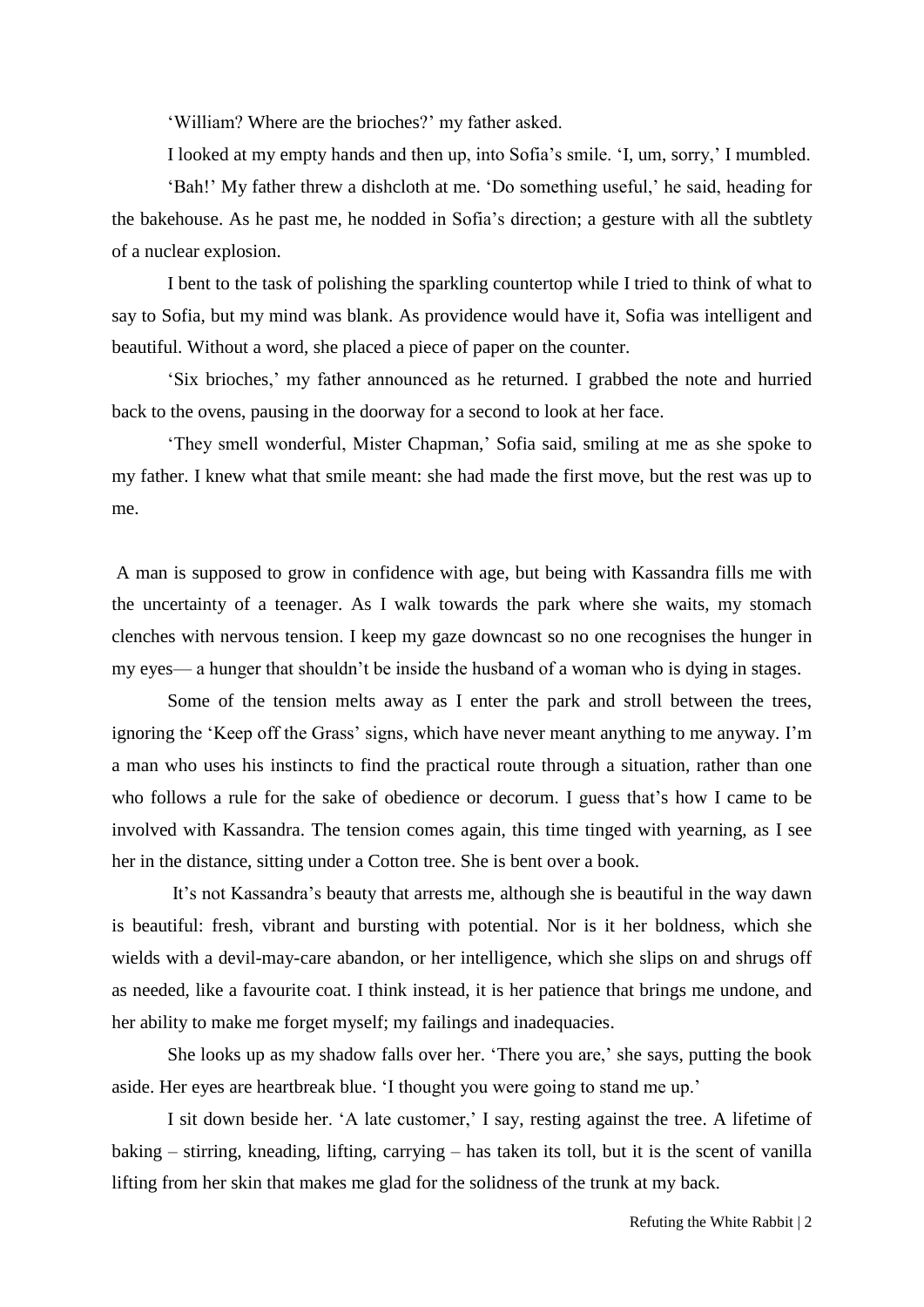'William? Where are the brioches?' my father asked.

I looked at my empty hands and then up, into Sofia's smile. 'I, um, sorry,' I mumbled.

'Bah!' My father threw a dishcloth at me. 'Do something useful,' he said, heading for the bakehouse. As he past me, he nodded in Sofia's direction; a gesture with all the subtlety of a nuclear explosion.

I bent to the task of polishing the sparkling countertop while I tried to think of what to say to Sofia, but my mind was blank. As providence would have it, Sofia was intelligent and beautiful. Without a word, she placed a piece of paper on the counter.

'Six brioches,' my father announced as he returned. I grabbed the note and hurried back to the ovens, pausing in the doorway for a second to look at her face.

'They smell wonderful, Mister Chapman,' Sofia said, smiling at me as she spoke to my father. I knew what that smile meant: she had made the first move, but the rest was up to me.

A man is supposed to grow in confidence with age, but being with Kassandra fills me with the uncertainty of a teenager. As I walk towards the park where she waits, my stomach clenches with nervous tension. I keep my gaze downcast so no one recognises the hunger in my eyes— a hunger that shouldn't be inside the husband of a woman who is dying in stages.

Some of the tension melts away as I enter the park and stroll between the trees, ignoring the 'Keep off the Grass' signs, which have never meant anything to me anyway. I'm a man who uses his instincts to find the practical route through a situation, rather than one who follows a rule for the sake of obedience or decorum. I guess that's how I came to be involved with Kassandra. The tension comes again, this time tinged with yearning, as I see her in the distance, sitting under a Cotton tree. She is bent over a book.

It's not Kassandra's beauty that arrests me, although she is beautiful in the way dawn is beautiful: fresh, vibrant and bursting with potential. Nor is it her boldness, which she wields with a devil-may-care abandon, or her intelligence, which she slips on and shrugs off as needed, like a favourite coat. I think instead, it is her patience that brings me undone, and her ability to make me forget myself; my failings and inadequacies.

She looks up as my shadow falls over her. 'There you are,' she says, putting the book aside. Her eyes are heartbreak blue. 'I thought you were going to stand me up.'

I sit down beside her. 'A late customer,' I say, resting against the tree. A lifetime of baking – stirring, kneading, lifting, carrying – has taken its toll, but it is the scent of vanilla lifting from her skin that makes me glad for the solidness of the trunk at my back.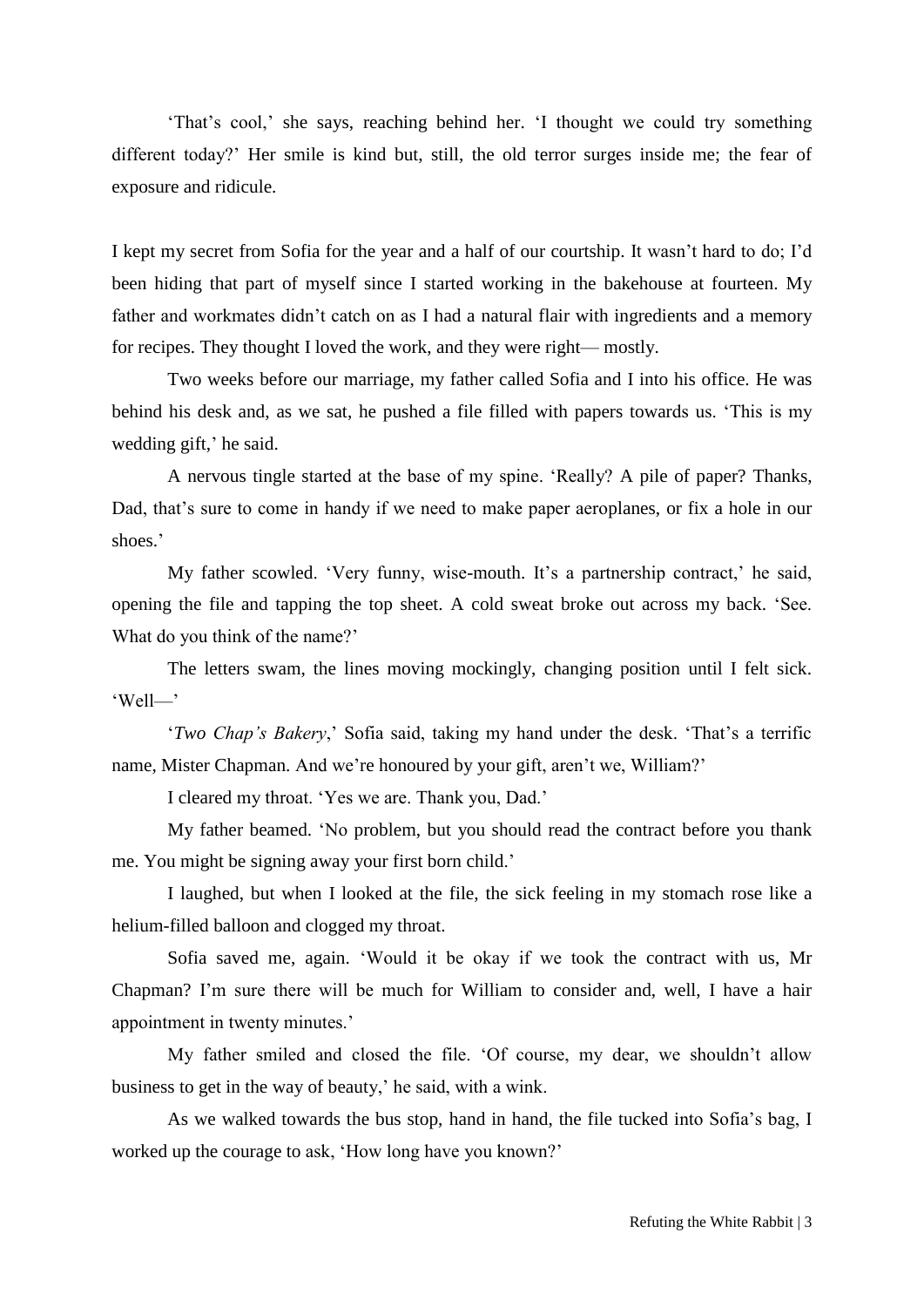'That's cool,' she says, reaching behind her. 'I thought we could try something different today?' Her smile is kind but, still, the old terror surges inside me; the fear of exposure and ridicule.

I kept my secret from Sofia for the year and a half of our courtship. It wasn't hard to do; I'd been hiding that part of myself since I started working in the bakehouse at fourteen. My father and workmates didn't catch on as I had a natural flair with ingredients and a memory for recipes. They thought I loved the work, and they were right— mostly.

Two weeks before our marriage, my father called Sofia and I into his office. He was behind his desk and, as we sat, he pushed a file filled with papers towards us. 'This is my wedding gift,' he said.

A nervous tingle started at the base of my spine. 'Really? A pile of paper? Thanks, Dad, that's sure to come in handy if we need to make paper aeroplanes, or fix a hole in our shoes.'

My father scowled. 'Very funny, wise-mouth. It's a partnership contract,' he said, opening the file and tapping the top sheet. A cold sweat broke out across my back. 'See. What do you think of the name?'

The letters swam, the lines moving mockingly, changing position until I felt sick. 'Well—'

'*Two Chap's Bakery*,' Sofia said, taking my hand under the desk. 'That's a terrific name, Mister Chapman. And we're honoured by your gift, aren't we, William?'

I cleared my throat. 'Yes we are. Thank you, Dad.'

My father beamed. 'No problem, but you should read the contract before you thank me. You might be signing away your first born child.'

I laughed, but when I looked at the file, the sick feeling in my stomach rose like a helium-filled balloon and clogged my throat.

Sofia saved me, again. 'Would it be okay if we took the contract with us, Mr Chapman? I'm sure there will be much for William to consider and, well, I have a hair appointment in twenty minutes.'

My father smiled and closed the file. 'Of course, my dear, we shouldn't allow business to get in the way of beauty,' he said, with a wink.

As we walked towards the bus stop, hand in hand, the file tucked into Sofia's bag, I worked up the courage to ask, 'How long have you known?'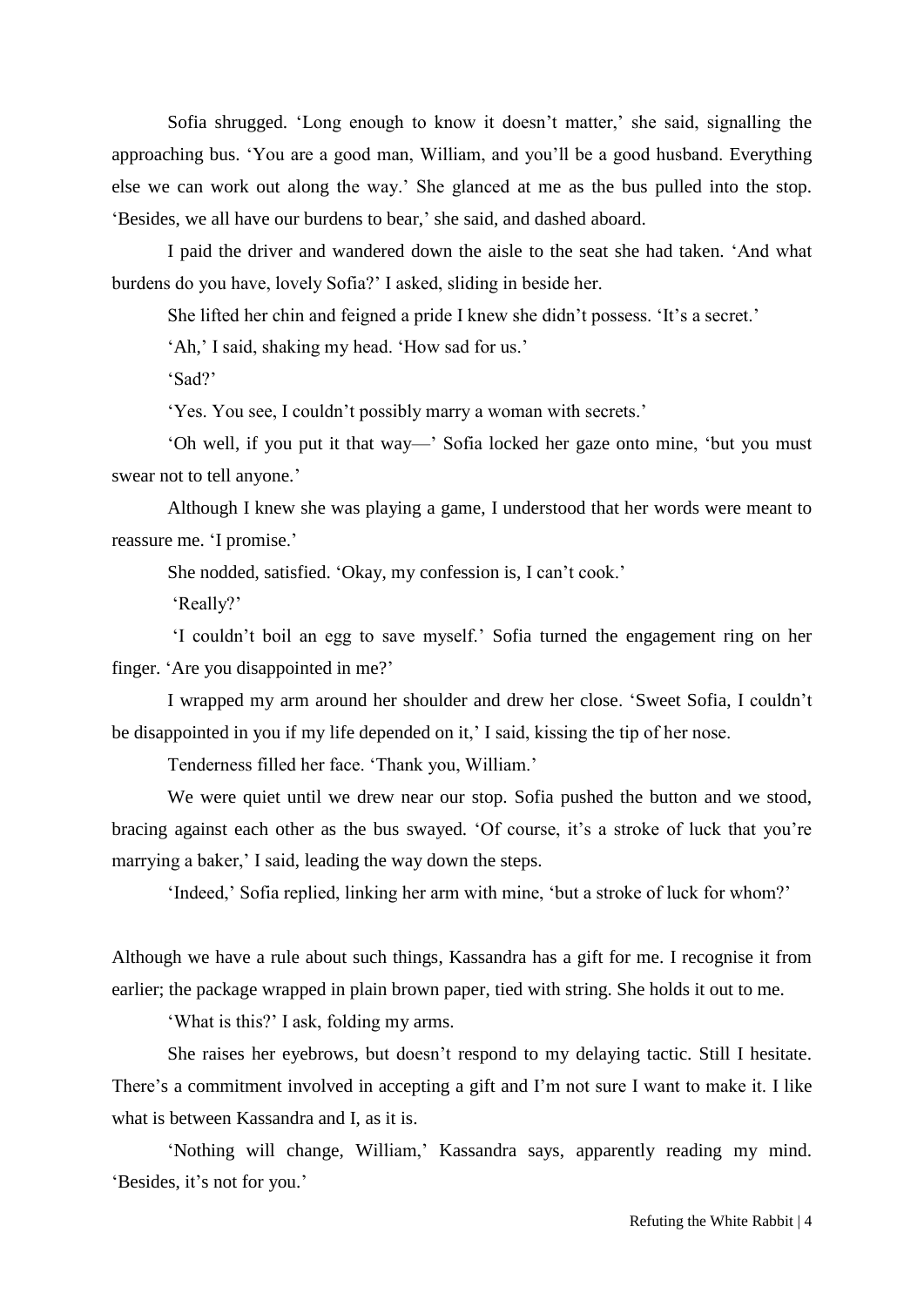Sofia shrugged. 'Long enough to know it doesn't matter,' she said, signalling the approaching bus. 'You are a good man, William, and you'll be a good husband. Everything else we can work out along the way.' She glanced at me as the bus pulled into the stop. 'Besides, we all have our burdens to bear,' she said, and dashed aboard.

I paid the driver and wandered down the aisle to the seat she had taken. 'And what burdens do you have, lovely Sofia?' I asked, sliding in beside her.

She lifted her chin and feigned a pride I knew she didn't possess. 'It's a secret.'

'Ah,' I said, shaking my head. 'How sad for us.'

'Sad?'

'Yes. You see, I couldn't possibly marry a woman with secrets.'

'Oh well, if you put it that way—' Sofia locked her gaze onto mine, 'but you must swear not to tell anyone.'

Although I knew she was playing a game, I understood that her words were meant to reassure me. 'I promise.'

She nodded, satisfied. 'Okay, my confession is, I can't cook.'

'Really?'

'I couldn't boil an egg to save myself.' Sofia turned the engagement ring on her finger. 'Are you disappointed in me?'

I wrapped my arm around her shoulder and drew her close. 'Sweet Sofia, I couldn't be disappointed in you if my life depended on it,' I said, kissing the tip of her nose.

Tenderness filled her face. 'Thank you, William.'

We were quiet until we drew near our stop. Sofia pushed the button and we stood, bracing against each other as the bus swayed. 'Of course, it's a stroke of luck that you're marrying a baker,' I said, leading the way down the steps.

'Indeed,' Sofia replied, linking her arm with mine, 'but a stroke of luck for whom?'

Although we have a rule about such things, Kassandra has a gift for me. I recognise it from earlier; the package wrapped in plain brown paper, tied with string. She holds it out to me.

'What is this?' I ask, folding my arms.

She raises her eyebrows, but doesn't respond to my delaying tactic. Still I hesitate. There's a commitment involved in accepting a gift and I'm not sure I want to make it. I like what is between Kassandra and I, as it is.

'Nothing will change, William,' Kassandra says, apparently reading my mind. 'Besides, it's not for you.'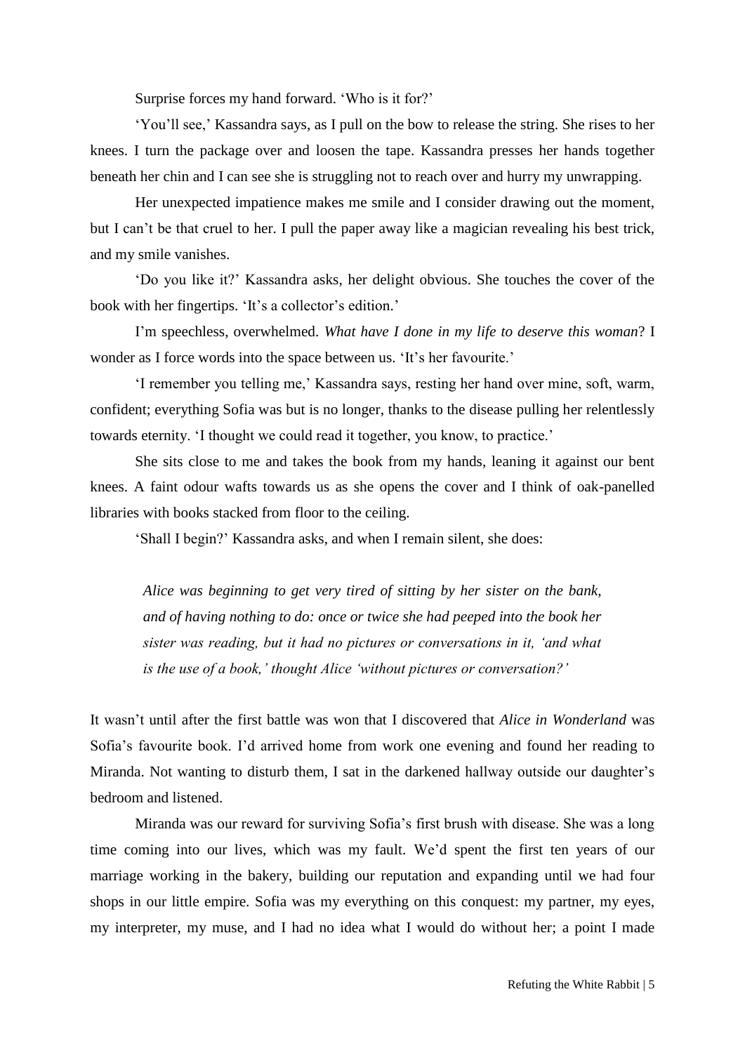Surprise forces my hand forward. 'Who is it for?'

'You'll see,' Kassandra says, as I pull on the bow to release the string. She rises to her knees. I turn the package over and loosen the tape. Kassandra presses her hands together beneath her chin and I can see she is struggling not to reach over and hurry my unwrapping.

Her unexpected impatience makes me smile and I consider drawing out the moment, but I can't be that cruel to her. I pull the paper away like a magician revealing his best trick, and my smile vanishes.

'Do you like it?' Kassandra asks, her delight obvious. She touches the cover of the book with her fingertips. 'It's a collector's edition.'

I'm speechless, overwhelmed. *What have I done in my life to deserve this woman*? I wonder as I force words into the space between us. 'It's her favourite.'

'I remember you telling me,' Kassandra says, resting her hand over mine, soft, warm, confident; everything Sofia was but is no longer, thanks to the disease pulling her relentlessly towards eternity. 'I thought we could read it together, you know, to practice.'

She sits close to me and takes the book from my hands, leaning it against our bent knees. A faint odour wafts towards us as she opens the cover and I think of oak-panelled libraries with books stacked from floor to the ceiling.

'Shall I begin?' Kassandra asks, and when I remain silent, she does:

> *Alice was beginning to get very tired of sitting by her sister on the bank, and of having nothing to do: once or twice she had peeped into the book her sister was reading, but it had no pictures or conversations in it, 'and what is the use of a book,' thought Alice 'without pictures or conversation?'*

It wasn't until after the first battle was won that I discovered that *Alice in Wonderland* was Sofia's favourite book. I'd arrived home from work one evening and found her reading to Miranda. Not wanting to disturb them, I sat in the darkened hallway outside our daughter's bedroom and listened.

Miranda was our reward for surviving Sofia's first brush with disease. She was a long time coming into our lives, which was my fault. We'd spent the first ten years of our marriage working in the bakery, building our reputation and expanding until we had four shops in our little empire. Sofia was my everything on this conquest: my partner, my eyes, my interpreter, my muse, and I had no idea what I would do without her; a point I made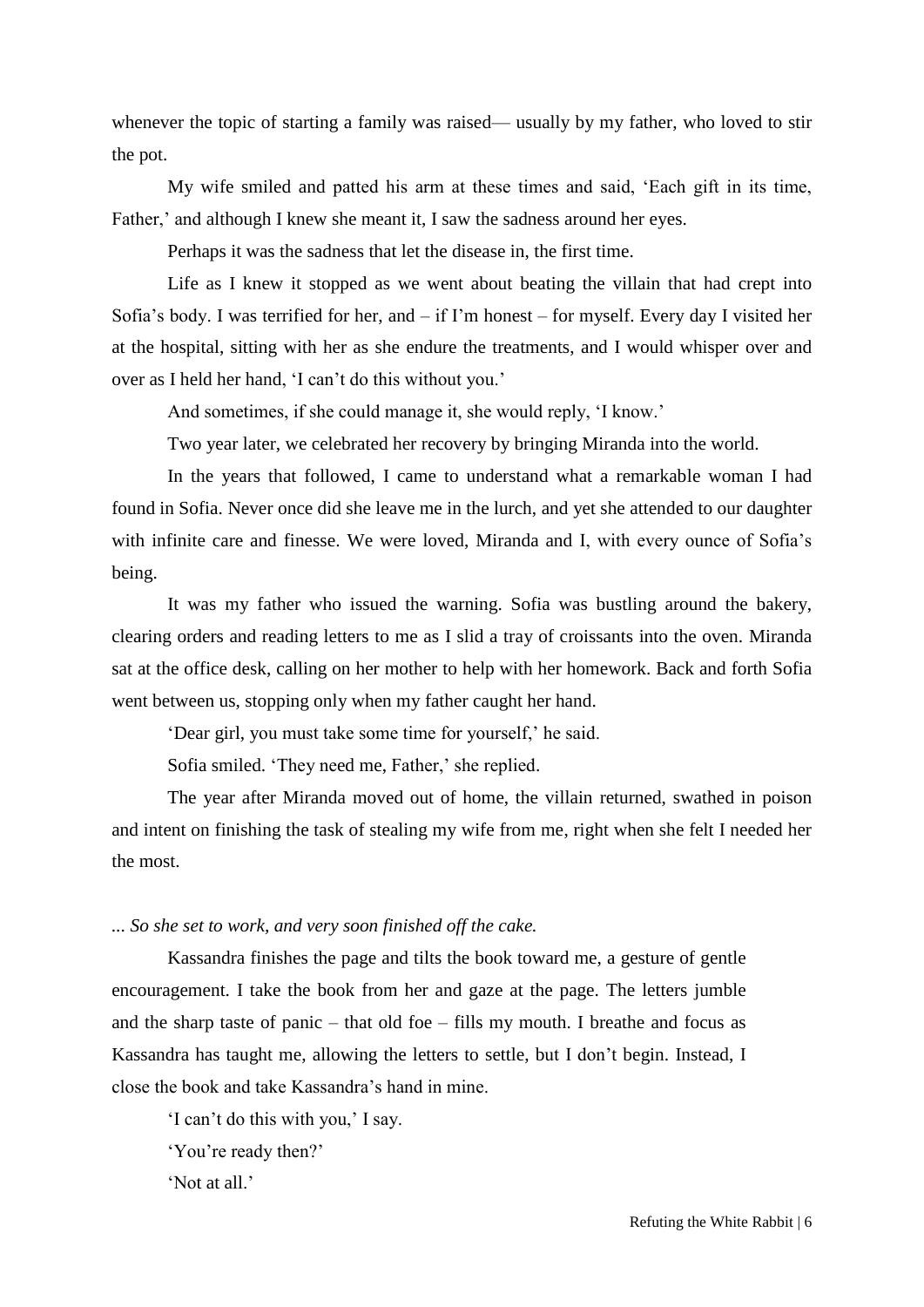whenever the topic of starting a family was raised— usually by my father, who loved to stir the pot.

My wife smiled and patted his arm at these times and said, 'Each gift in its time, Father,' and although I knew she meant it, I saw the sadness around her eyes.

Perhaps it was the sadness that let the disease in, the first time.

Life as I knew it stopped as we went about beating the villain that had crept into Sofia's body. I was terrified for her, and – if I'm honest – for myself. Every day I visited her at the hospital, sitting with her as she endure the treatments, and I would whisper over and over as I held her hand, 'I can't do this without you.'

And sometimes, if she could manage it, she would reply, 'I know.'

Two year later, we celebrated her recovery by bringing Miranda into the world.

In the years that followed, I came to understand what a remarkable woman I had found in Sofia. Never once did she leave me in the lurch, and yet she attended to our daughter with infinite care and finesse. We were loved, Miranda and I, with every ounce of Sofia's being.

It was my father who issued the warning. Sofia was bustling around the bakery, clearing orders and reading letters to me as I slid a tray of croissants into the oven. Miranda sat at the office desk, calling on her mother to help with her homework. Back and forth Sofia went between us, stopping only when my father caught her hand.

'Dear girl, you must take some time for yourself,' he said.

Sofia smiled. 'They need me, Father,' she replied.

The year after Miranda moved out of home, the villain returned, swathed in poison and intent on finishing the task of stealing my wife from me, right when she felt I needed her the most.

*... So she set to work, and very soon finished off the cake.*

Kassandra finishes the page and tilts the book toward me, a gesture of gentle encouragement. I take the book from her and gaze at the page. The letters jumble and the sharp taste of panic – that old foe – fills my mouth. I breathe and focus as Kassandra has taught me, allowing the letters to settle, but I don't begin. Instead, I close the book and take Kassandra's hand in mine.

'I can't do this with you,' I say.

'You're ready then?'

'Not at all.'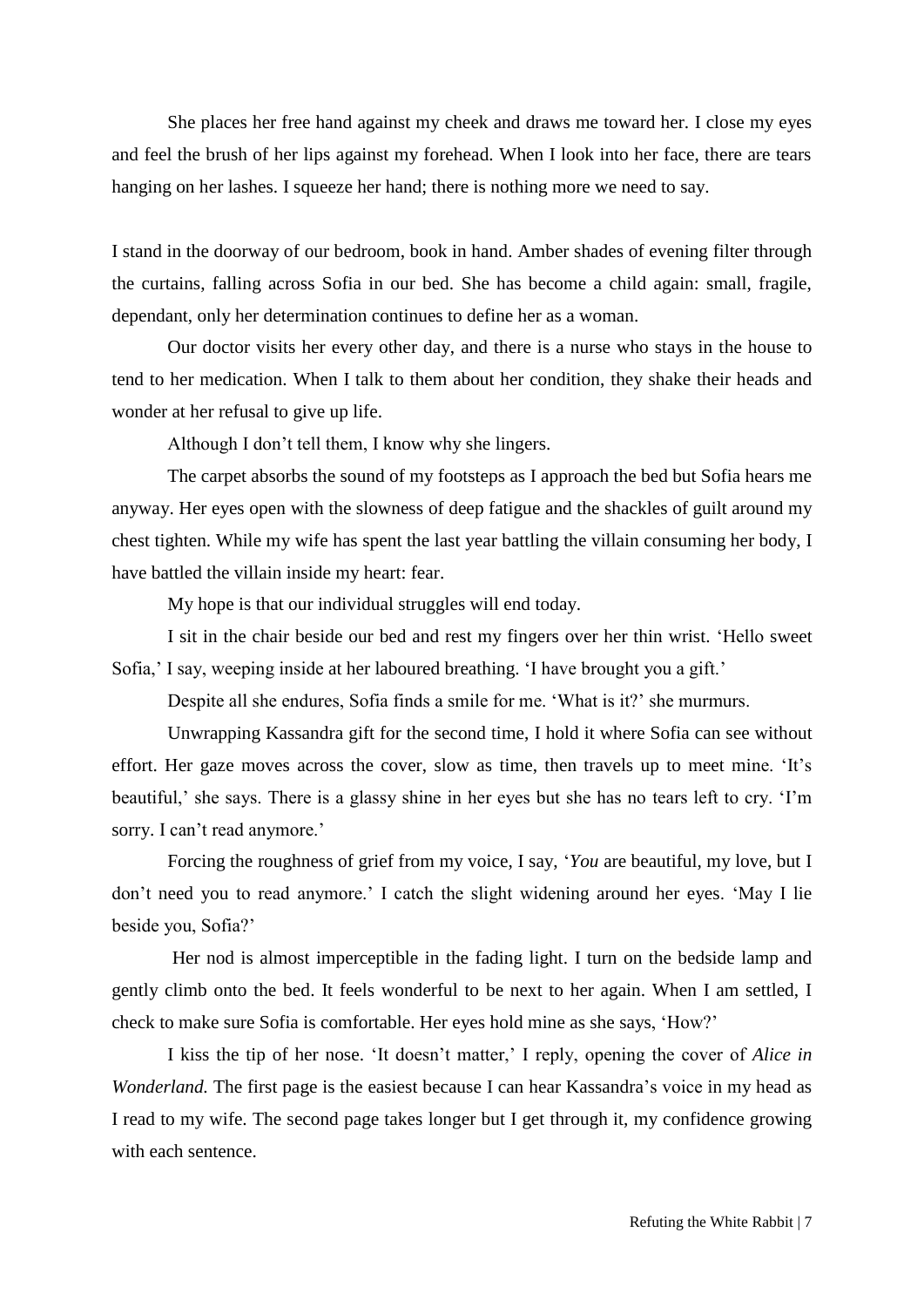She places her free hand against my cheek and draws me toward her. I close my eyes and feel the brush of her lips against my forehead. When I look into her face, there are tears hanging on her lashes. I squeeze her hand; there is nothing more we need to say.

I stand in the doorway of our bedroom, book in hand. Amber shades of evening filter through the curtains, falling across Sofia in our bed. She has become a child again: small, fragile, dependant, only her determination continues to define her as a woman.

Our doctor visits her every other day, and there is a nurse who stays in the house to tend to her medication. When I talk to them about her condition, they shake their heads and wonder at her refusal to give up life.

Although I don't tell them, I know why she lingers.

The carpet absorbs the sound of my footsteps as I approach the bed but Sofia hears me anyway. Her eyes open with the slowness of deep fatigue and the shackles of guilt around my chest tighten. While my wife has spent the last year battling the villain consuming her body, I have battled the villain inside my heart: fear.

My hope is that our individual struggles will end today.

I sit in the chair beside our bed and rest my fingers over her thin wrist. 'Hello sweet Sofia,' I say, weeping inside at her laboured breathing. 'I have brought you a gift.'

Despite all she endures, Sofia finds a smile for me. 'What is it?' she murmurs.

Unwrapping Kassandra gift for the second time, I hold it where Sofia can see without effort. Her gaze moves across the cover, slow as time, then travels up to meet mine. 'It's beautiful,' she says. There is a glassy shine in her eyes but she has no tears left to cry. 'I'm sorry. I can't read anymore.'

Forcing the roughness of grief from my voice, I say, '*You* are beautiful, my love, but I don't need you to read anymore.' I catch the slight widening around her eyes. 'May I lie beside you, Sofia?'

Her nod is almost imperceptible in the fading light. I turn on the bedside lamp and gently climb onto the bed. It feels wonderful to be next to her again. When I am settled, I check to make sure Sofia is comfortable. Her eyes hold mine as she says, 'How?'

I kiss the tip of her nose. 'It doesn't matter,' I reply, opening the cover of *Alice in Wonderland.* The first page is the easiest because I can hear Kassandra's voice in my head as I read to my wife. The second page takes longer but I get through it, my confidence growing with each sentence.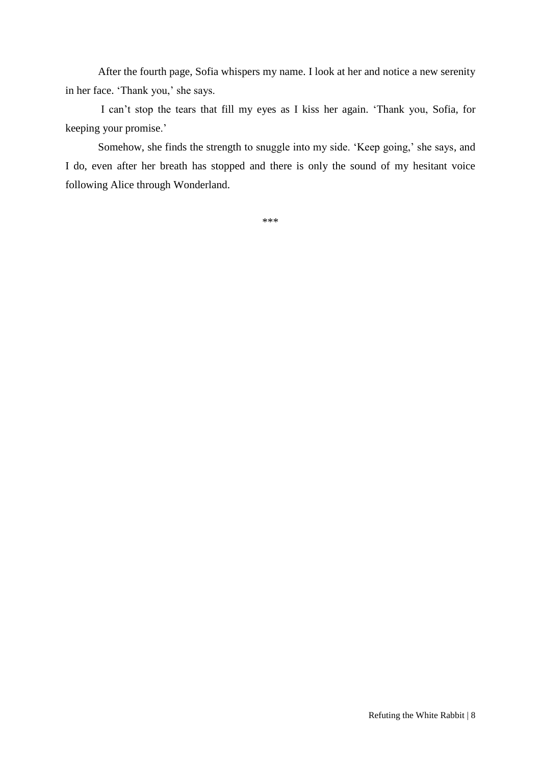After the fourth page, Sofia whispers my name. I look at her and notice a new serenity in her face. 'Thank you,' she says.

I can't stop the tears that fill my eyes as I kiss her again. 'Thank you, Sofia, for keeping your promise.'

Somehow, she finds the strength to snuggle into my side. 'Keep going,' she says, and I do, even after her breath has stopped and there is only the sound of my hesitant voice following Alice through Wonderland.

***